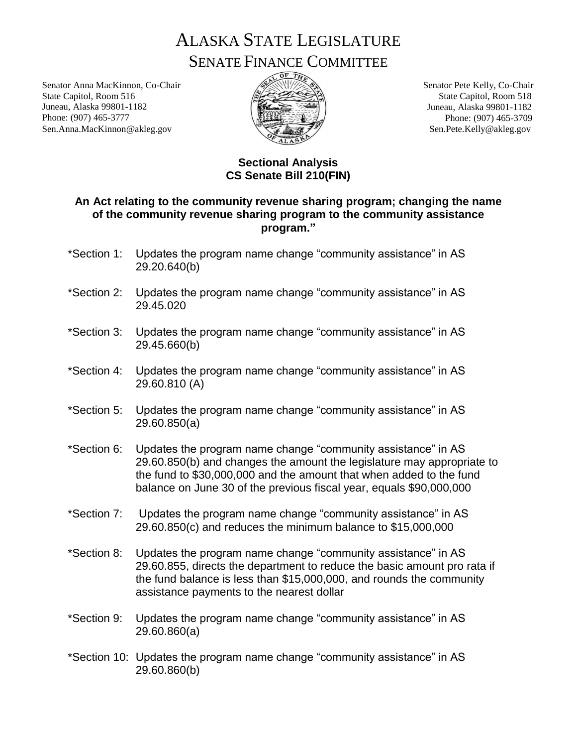# ALASKA STATE LEGISLATURE
## SENATE FINANCE COMMITTEE

Senator Anna MacKinnon, Co-Chair
State Capitol, Room 516
Juneau, Alaska 99801-1182
Phone: (907) 465-3777
Sen.Anna.MacKinnon@akleg.gov

Senator Pete Kelly, Co-Chair
State Capitol, Room 518
Juneau, Alaska 99801-1182
Phone: (907) 465-3709
Sen.Pete.Kelly@akleg.gov

**Sectional Analysis**
**CS Senate Bill 210(FIN)**

**An Act relating to the community revenue sharing program; changing the name of the community revenue sharing program to the community assistance program."**

*Section 1: Updates the program name change "community assistance" in AS 29.20.640(b)

*Section 2: Updates the program name change "community assistance" in AS 29.45.020

*Section 3: Updates the program name change "community assistance" in AS 29.45.660(b)

*Section 4: Updates the program name change "community assistance" in AS 29.60.810 (A)

*Section 5: Updates the program name change "community assistance" in AS 29.60.850(a)

*Section 6: Updates the program name change "community assistance" in AS 29.60.850(b) and changes the amount the legislature may appropriate to the fund to $30,000,000 and the amount that when added to the fund balance on June 30 of the previous fiscal year, equals $90,000,000

*Section 7: Updates the program name change "community assistance" in AS 29.60.850(c) and reduces the minimum balance to $15,000,000

*Section 8: Updates the program name change "community assistance" in AS 29.60.855, directs the department to reduce the basic amount pro rata if the fund balance is less than $15,000,000, and rounds the community assistance payments to the nearest dollar

*Section 9: Updates the program name change "community assistance" in AS 29.60.860(a)

*Section 10: Updates the program name change "community assistance" in AS 29.60.860(b)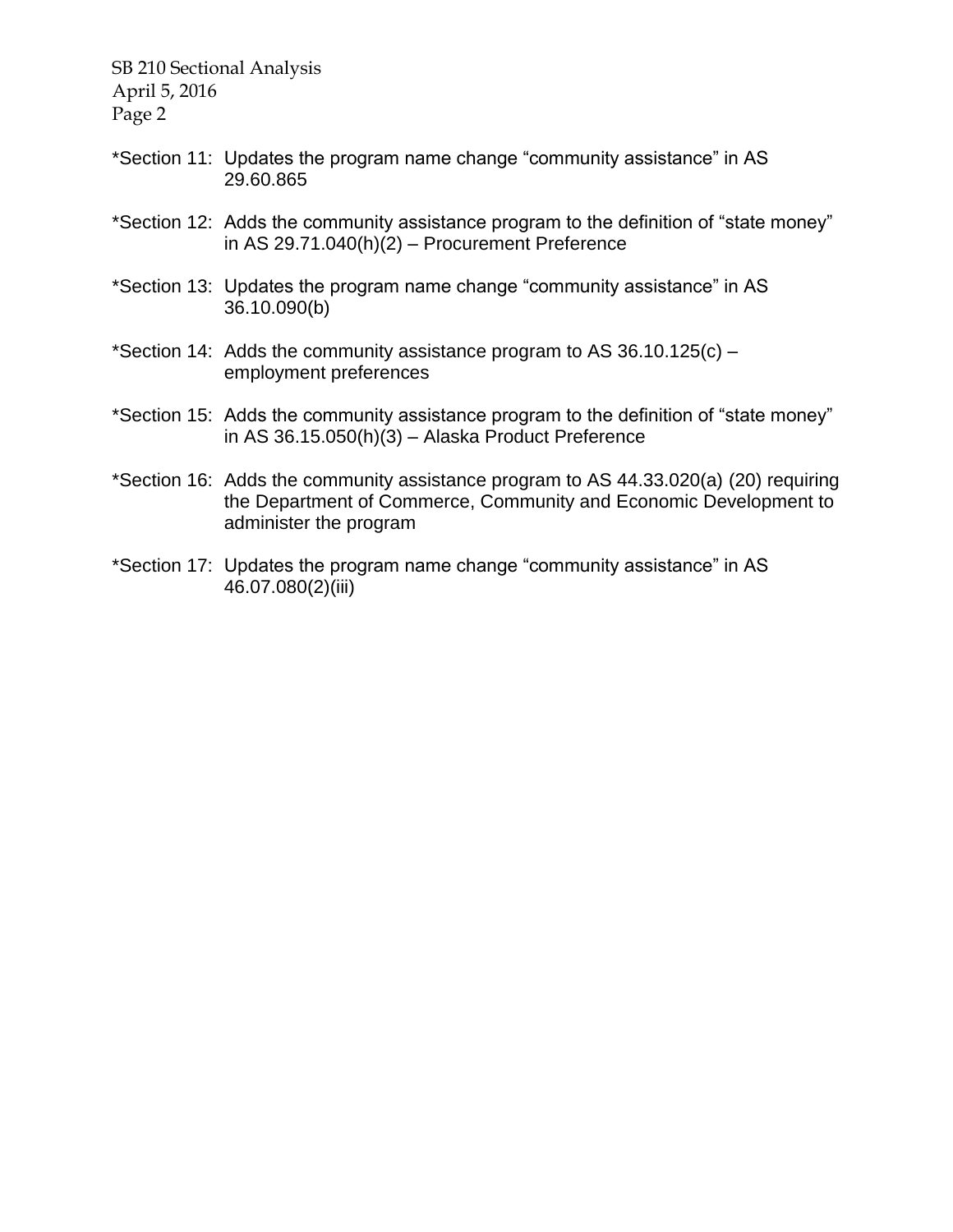*Section 11: Updates the program name change “community assistance” in AS 29.60.865

*Section 12: Adds the community assistance program to the definition of “state money” in AS 29.71.040(h)(2) – Procurement Preference

*Section 13: Updates the program name change “community assistance” in AS 36.10.090(b)

*Section 14: Adds the community assistance program to AS 36.10.125(c) – employment preferences

*Section 15: Adds the community assistance program to the definition of “state money” in AS 36.15.050(h)(3) – Alaska Product Preference

*Section 16: Adds the community assistance program to AS 44.33.020(a) (20) requiring the Department of Commerce, Community and Economic Development to administer the program

*Section 17: Updates the program name change “community assistance” in AS 46.07.080(2)(iii)